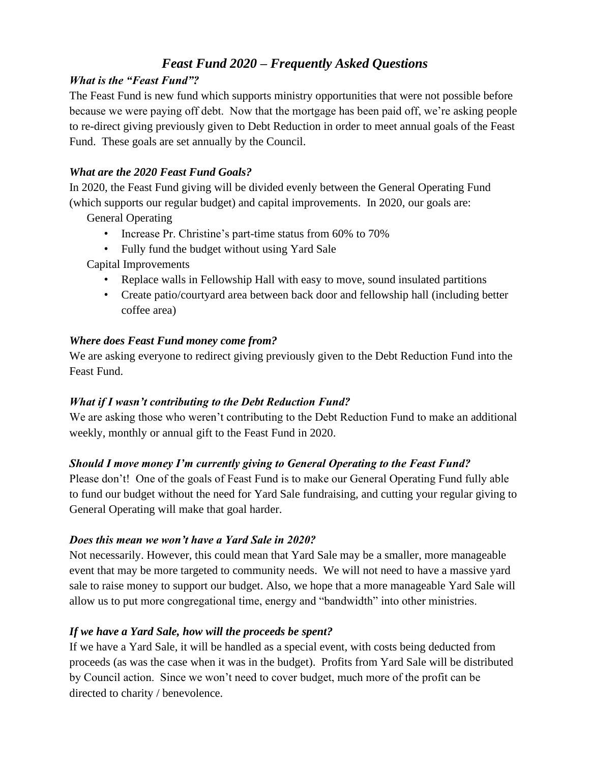# *Feast Fund 2020 – Frequently Asked Questions*

### *What is the "Feast Fund"?*

The Feast Fund is new fund which supports ministry opportunities that were not possible before because we were paying off debt. Now that the mortgage has been paid off, we're asking people to re-direct giving previously given to Debt Reduction in order to meet annual goals of the Feast Fund. These goals are set annually by the Council.

### *What are the 2020 Feast Fund Goals?*

In 2020, the Feast Fund giving will be divided evenly between the General Operating Fund (which supports our regular budget) and capital improvements. In 2020, our goals are:

General Operating

- Increase Pr. Christine's part-time status from 60% to 70%
- Fully fund the budget without using Yard Sale

Capital Improvements

- Replace walls in Fellowship Hall with easy to move, sound insulated partitions
- Create patio/courtyard area between back door and fellowship hall (including better coffee area)

### *Where does Feast Fund money come from?*

We are asking everyone to redirect giving previously given to the Debt Reduction Fund into the Feast Fund.

### *What if I wasn't contributing to the Debt Reduction Fund?*

We are asking those who weren't contributing to the Debt Reduction Fund to make an additional weekly, monthly or annual gift to the Feast Fund in 2020.

### *Should I move money I'm currently giving to General Operating to the Feast Fund?*

Please don't! One of the goals of Feast Fund is to make our General Operating Fund fully able to fund our budget without the need for Yard Sale fundraising, and cutting your regular giving to General Operating will make that goal harder.

### *Does this mean we won't have a Yard Sale in 2020?*

Not necessarily. However, this could mean that Yard Sale may be a smaller, more manageable event that may be more targeted to community needs. We will not need to have a massive yard sale to raise money to support our budget. Also, we hope that a more manageable Yard Sale will allow us to put more congregational time, energy and "bandwidth" into other ministries.

### *If we have a Yard Sale, how will the proceeds be spent?*

If we have a Yard Sale, it will be handled as a special event, with costs being deducted from proceeds (as was the case when it was in the budget). Profits from Yard Sale will be distributed by Council action. Since we won't need to cover budget, much more of the profit can be directed to charity / benevolence.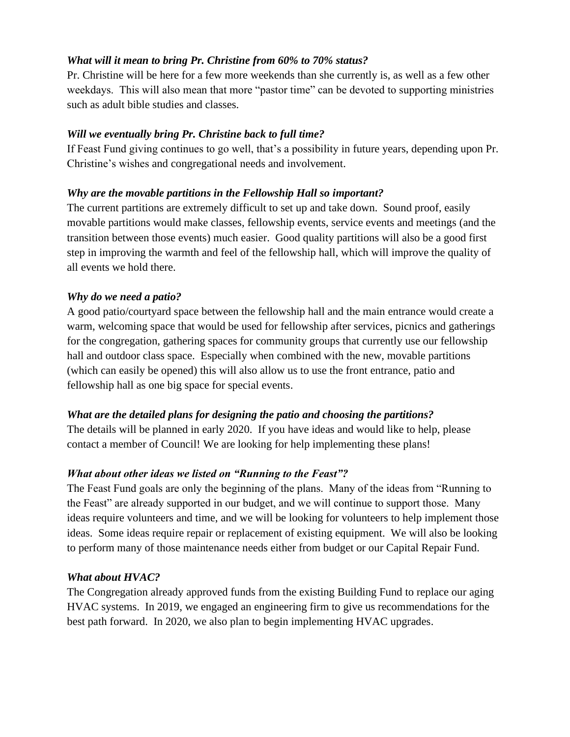***What will it mean to bring Pr. Christine from 60% to 70% status?***

Pr. Christine will be here for a few more weekends than she currently is, as well as a few other weekdays. This will also mean that more "pastor time" can be devoted to supporting ministries such as adult bible studies and classes.

***Will we eventually bring Pr. Christine back to full time?***

If Feast Fund giving continues to go well, that's a possibility in future years, depending upon Pr. Christine's wishes and congregational needs and involvement.

***Why are the movable partitions in the Fellowship Hall so important?***

The current partitions are extremely difficult to set up and take down. Sound proof, easily movable partitions would make classes, fellowship events, service events and meetings (and the transition between those events) much easier. Good quality partitions will also be a good first step in improving the warmth and feel of the fellowship hall, which will improve the quality of all events we hold there.

***Why do we need a patio?***

A good patio/courtyard space between the fellowship hall and the main entrance would create a warm, welcoming space that would be used for fellowship after services, picnics and gatherings for the congregation, gathering spaces for community groups that currently use our fellowship hall and outdoor class space. Especially when combined with the new, movable partitions (which can easily be opened) this will also allow us to use the front entrance, patio and fellowship hall as one big space for special events.

***What are the detailed plans for designing the patio and choosing the partitions?***

The details will be planned in early 2020. If you have ideas and would like to help, please contact a member of Council! We are looking for help implementing these plans!

***What about other ideas we listed on "Running to the Feast"?***

The Feast Fund goals are only the beginning of the plans. Many of the ideas from "Running to the Feast" are already supported in our budget, and we will continue to support those. Many ideas require volunteers and time, and we will be looking for volunteers to help implement those ideas. Some ideas require repair or replacement of existing equipment. We will also be looking to perform many of those maintenance needs either from budget or our Capital Repair Fund.

***What about HVAC?***

The Congregation already approved funds from the existing Building Fund to replace our aging HVAC systems. In 2019, we engaged an engineering firm to give us recommendations for the best path forward. In 2020, we also plan to begin implementing HVAC upgrades.